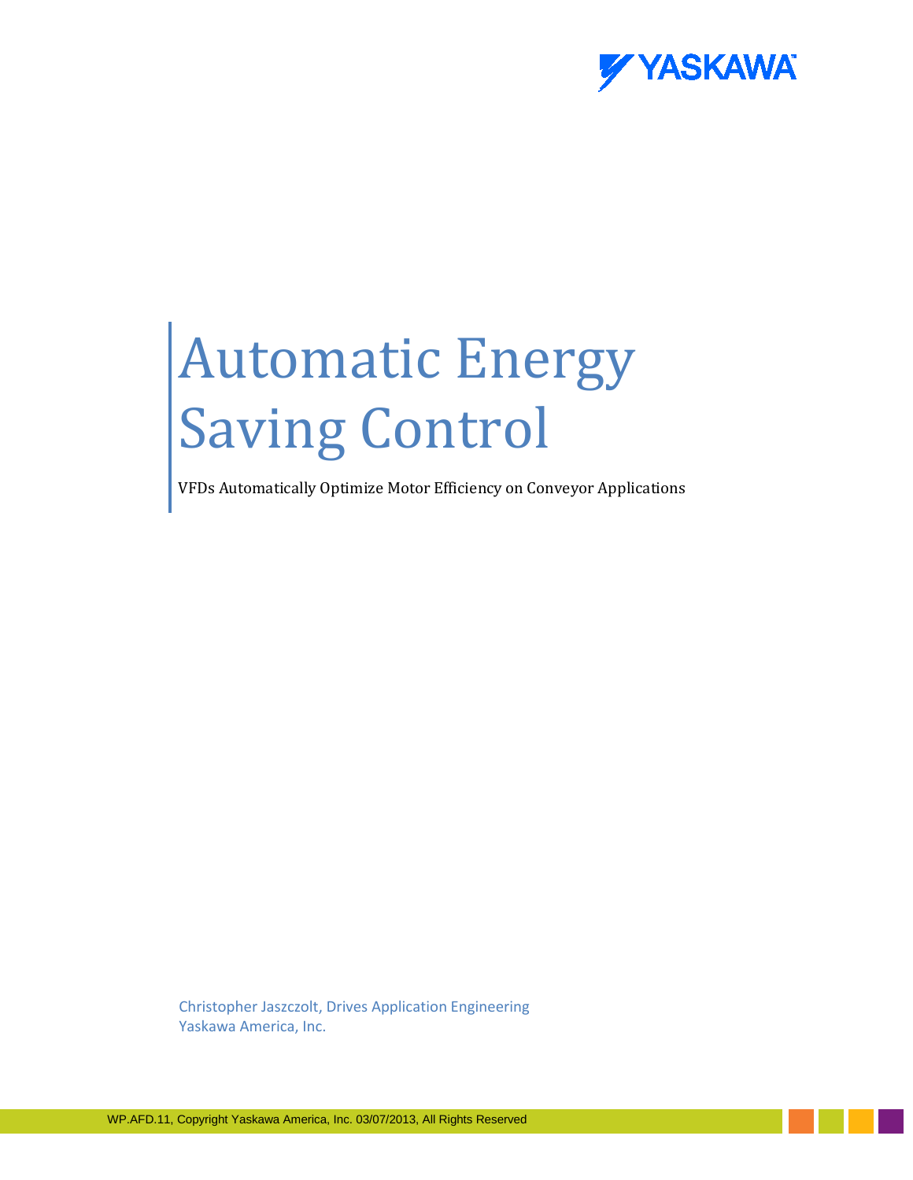# Automatic Energy Saving Control

VFDs Automatically Optimize Motor Efficiency on Conveyor Applications

Christopher Jaszczolt, Drives Application Engineering
Yaskawa America, Inc.

WP.AFD.11, Copyright Yaskawa America, Inc. 03/07/2013, All Rights Reserved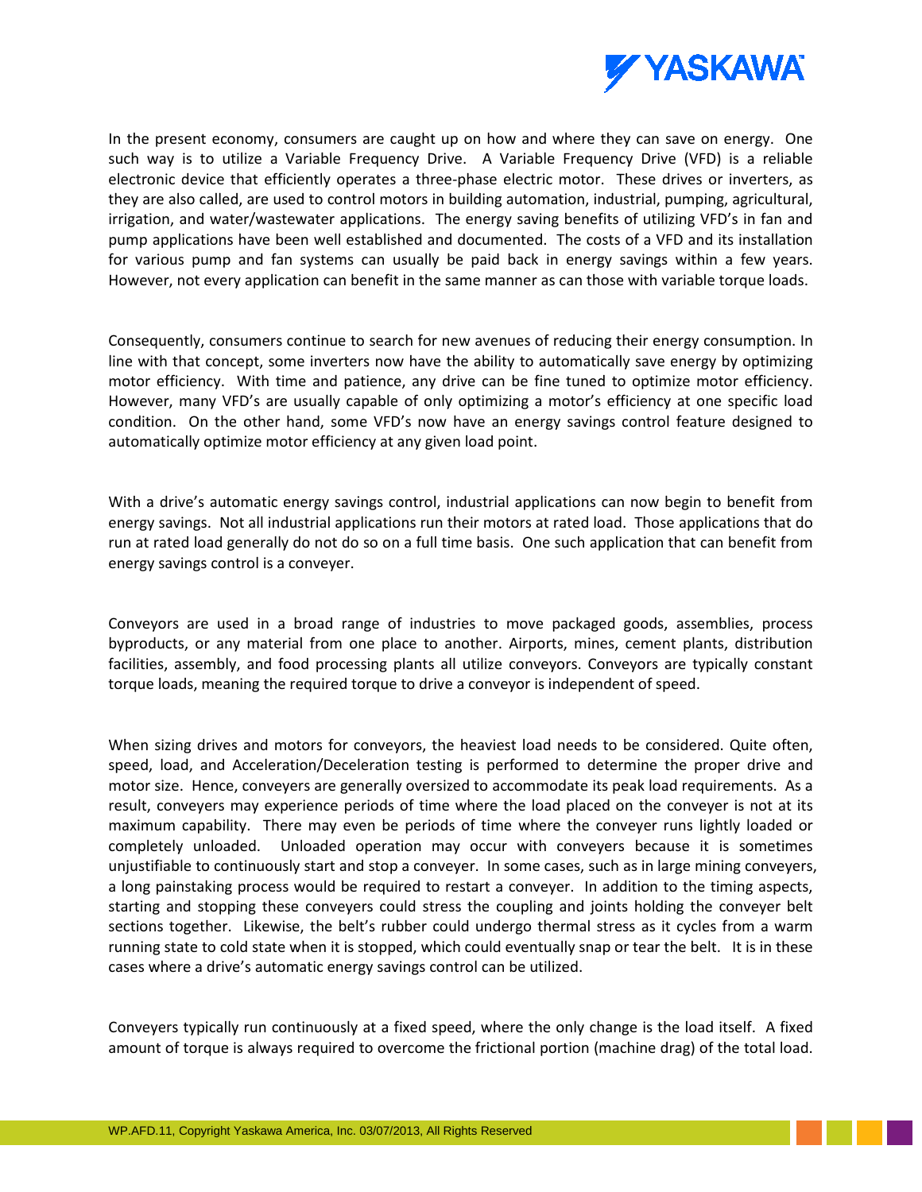In the present economy, consumers are caught up on how and where they can save on energy. One such way is to utilize a Variable Frequency Drive. A Variable Frequency Drive (VFD) is a reliable electronic device that efficiently operates a three-phase electric motor. These drives or inverters, as they are also called, are used to control motors in building automation, industrial, pumping, agricultural, irrigation, and water/wastewater applications. The energy saving benefits of utilizing VFD's in fan and pump applications have been well established and documented. The costs of a VFD and its installation for various pump and fan systems can usually be paid back in energy savings within a few years. However, not every application can benefit in the same manner as can those with variable torque loads.

Consequently, consumers continue to search for new avenues of reducing their energy consumption. In line with that concept, some inverters now have the ability to automatically save energy by optimizing motor efficiency. With time and patience, any drive can be fine tuned to optimize motor efficiency. However, many VFD's are usually capable of only optimizing a motor's efficiency at one specific load condition. On the other hand, some VFD's now have an energy savings control feature designed to automatically optimize motor efficiency at any given load point.

With a drive's automatic energy savings control, industrial applications can now begin to benefit from energy savings. Not all industrial applications run their motors at rated load. Those applications that do run at rated load generally do not do so on a full time basis. One such application that can benefit from energy savings control is a conveyer.

Conveyors are used in a broad range of industries to move packaged goods, assemblies, process byproducts, or any material from one place to another. Airports, mines, cement plants, distribution facilities, assembly, and food processing plants all utilize conveyors. Conveyors are typically constant torque loads, meaning the required torque to drive a conveyor is independent of speed.

When sizing drives and motors for conveyors, the heaviest load needs to be considered. Quite often, speed, load, and Acceleration/Deceleration testing is performed to determine the proper drive and motor size. Hence, conveyers are generally oversized to accommodate its peak load requirements. As a result, conveyers may experience periods of time where the load placed on the conveyer is not at its maximum capability. There may even be periods of time where the conveyer runs lightly loaded or completely unloaded. Unloaded operation may occur with conveyers because it is sometimes unjustifiable to continuously start and stop a conveyer. In some cases, such as in large mining conveyers, a long painstaking process would be required to restart a conveyer. In addition to the timing aspects, starting and stopping these conveyers could stress the coupling and joints holding the conveyer belt sections together. Likewise, the belt's rubber could undergo thermal stress as it cycles from a warm running state to cold state when it is stopped, which could eventually snap or tear the belt. It is in these cases where a drive's automatic energy savings control can be utilized.

Conveyers typically run continuously at a fixed speed, where the only change is the load itself. A fixed amount of torque is always required to overcome the frictional portion (machine drag) of the total load.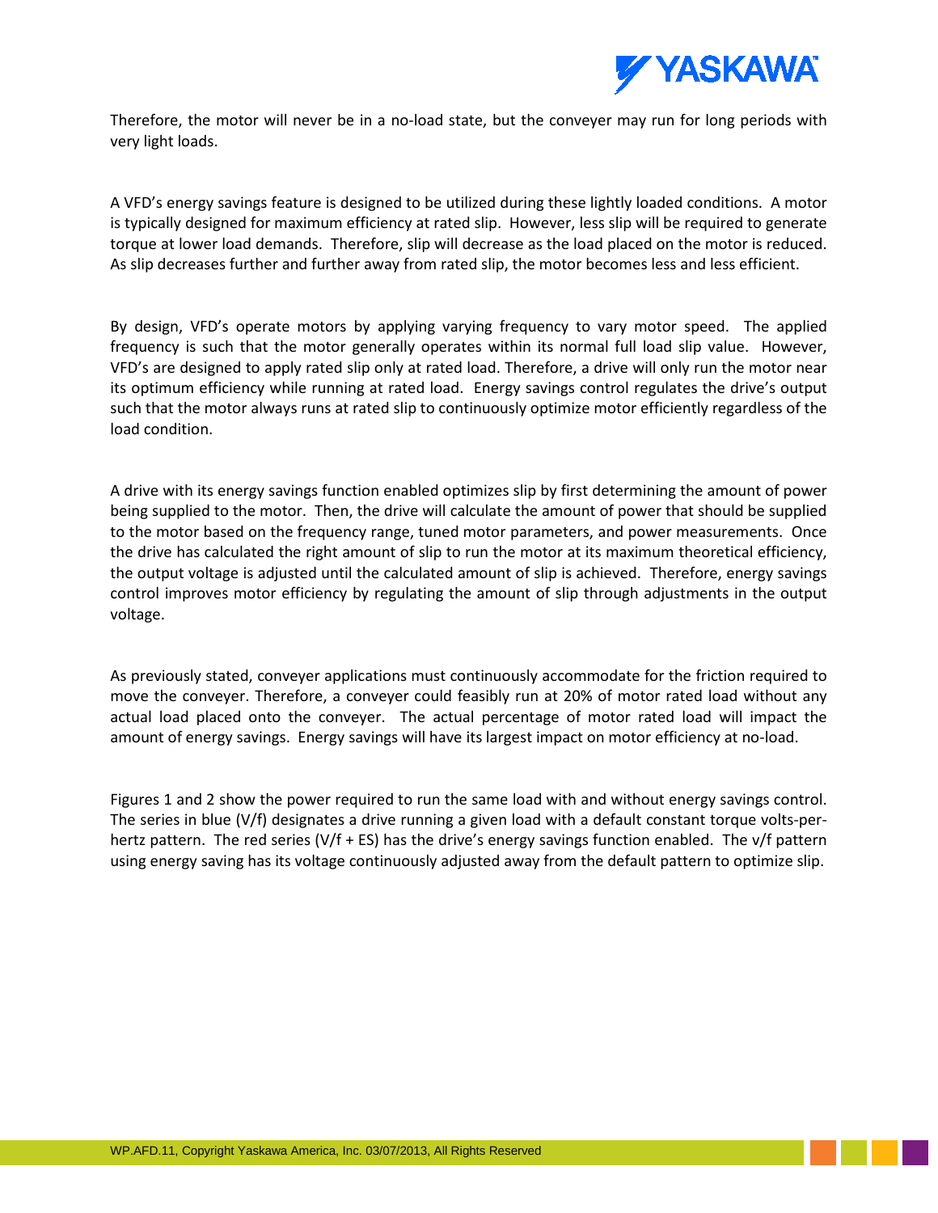Therefore, the motor will never be in a no-load state, but the conveyer may run for long periods with very light loads.

A VFD's energy savings feature is designed to be utilized during these lightly loaded conditions. A motor is typically designed for maximum efficiency at rated slip. However, less slip will be required to generate torque at lower load demands. Therefore, slip will decrease as the load placed on the motor is reduced. As slip decreases further and further away from rated slip, the motor becomes less and less efficient.

By design, VFD's operate motors by applying varying frequency to vary motor speed. The applied frequency is such that the motor generally operates within its normal full load slip value. However, VFD's are designed to apply rated slip only at rated load. Therefore, a drive will only run the motor near its optimum efficiency while running at rated load. Energy savings control regulates the drive's output such that the motor always runs at rated slip to continuously optimize motor efficiently regardless of the load condition.

A drive with its energy savings function enabled optimizes slip by first determining the amount of power being supplied to the motor. Then, the drive will calculate the amount of power that should be supplied to the motor based on the frequency range, tuned motor parameters, and power measurements. Once the drive has calculated the right amount of slip to run the motor at its maximum theoretical efficiency, the output voltage is adjusted until the calculated amount of slip is achieved. Therefore, energy savings control improves motor efficiency by regulating the amount of slip through adjustments in the output voltage.

As previously stated, conveyer applications must continuously accommodate for the friction required to move the conveyer. Therefore, a conveyer could feasibly run at 20% of motor rated load without any actual load placed onto the conveyer. The actual percentage of motor rated load will impact the amount of energy savings. Energy savings will have its largest impact on motor efficiency at no-load.

Figures 1 and 2 show the power required to run the same load with and without energy savings control. The series in blue (V/f) designates a drive running a given load with a default constant torque volts-per-hertz pattern. The red series (V/f + ES) has the drive's energy savings function enabled. The v/f pattern using energy saving has its voltage continuously adjusted away from the default pattern to optimize slip.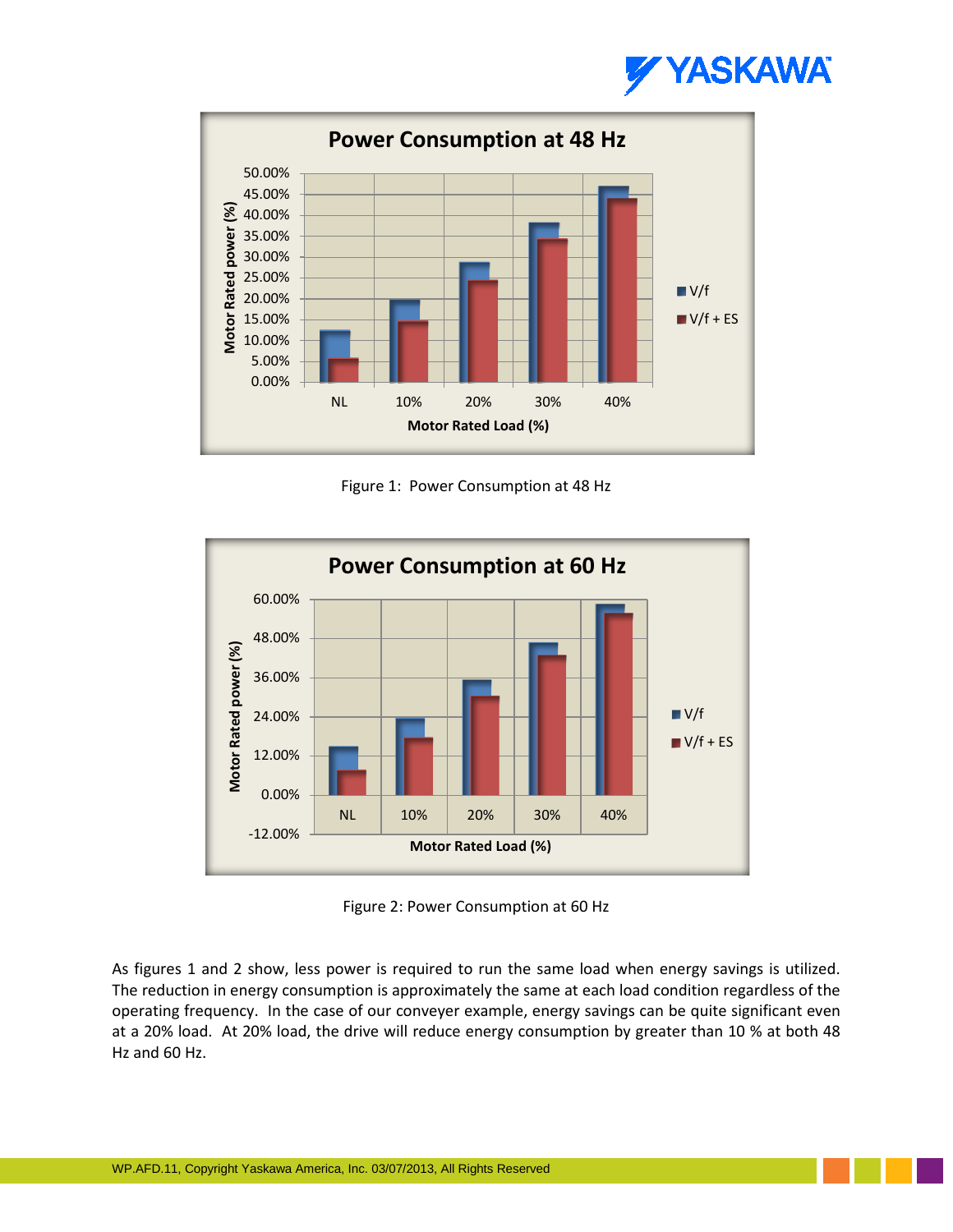Figure 1: Power Consumption at 48 Hz

Figure 2: Power Consumption at 60 Hz

As figures 1 and 2 show, less power is required to run the same load when energy savings is utilized. The reduction in energy consumption is approximately the same at each load condition regardless of the operating frequency. In the case of our conveyer example, energy savings can be quite significant even at a 20% load. At 20% load, the drive will reduce energy consumption by greater than 10 % at both 48 Hz and 60 Hz.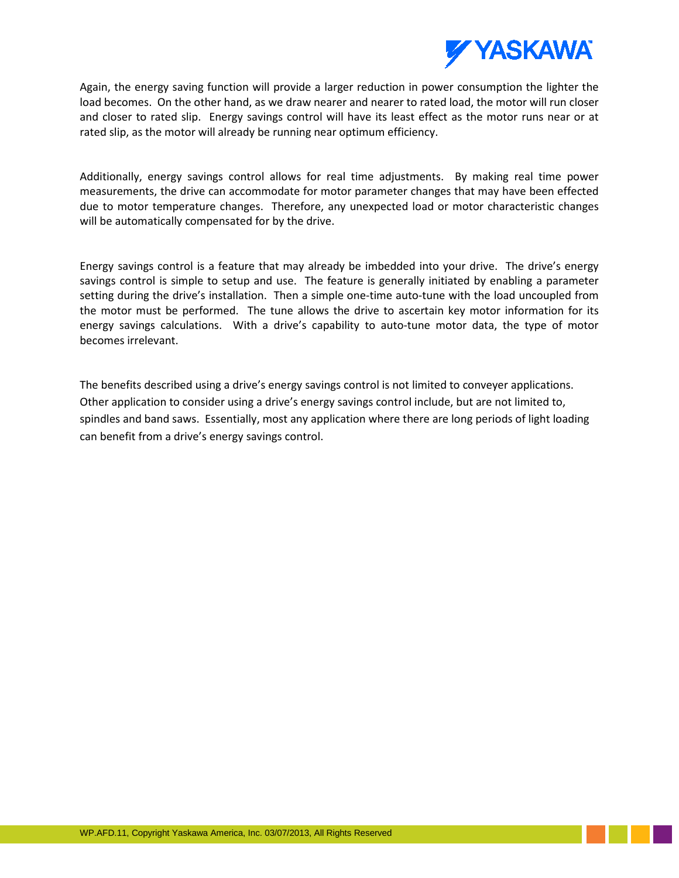Again, the energy saving function will provide a larger reduction in power consumption the lighter the load becomes. On the other hand, as we draw nearer and nearer to rated load, the motor will run closer and closer to rated slip. Energy savings control will have its least effect as the motor runs near or at rated slip, as the motor will already be running near optimum efficiency.

Additionally, energy savings control allows for real time adjustments. By making real time power measurements, the drive can accommodate for motor parameter changes that may have been effected due to motor temperature changes. Therefore, any unexpected load or motor characteristic changes will be automatically compensated for by the drive.

Energy savings control is a feature that may already be imbedded into your drive. The drive's energy savings control is simple to setup and use. The feature is generally initiated by enabling a parameter setting during the drive's installation. Then a simple one-time auto-tune with the load uncoupled from the motor must be performed. The tune allows the drive to ascertain key motor information for its energy savings calculations. With a drive's capability to auto-tune motor data, the type of motor becomes irrelevant.

The benefits described using a drive's energy savings control is not limited to conveyer applications. Other application to consider using a drive's energy savings control include, but are not limited to, spindles and band saws. Essentially, most any application where there are long periods of light loading can benefit from a drive's energy savings control.